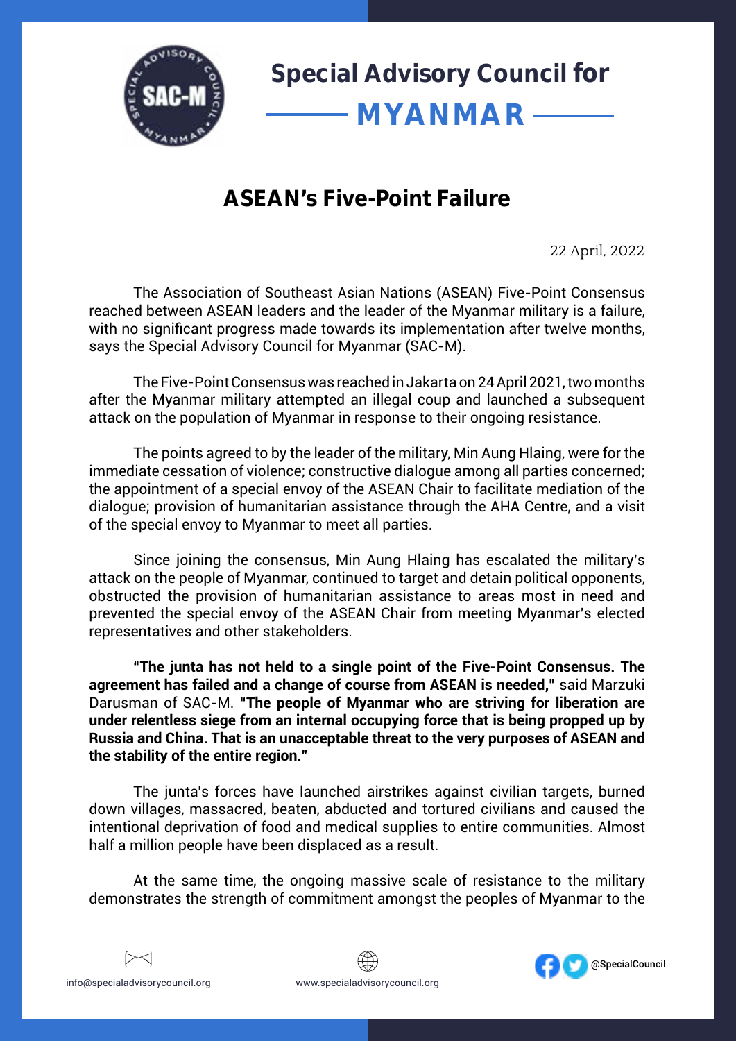# Special Advisory Council for MYANMAR

## ASEAN's Five-Point Failure

22 April, 2022

The Association of Southeast Asian Nations (ASEAN) Five-Point Consensus reached between ASEAN leaders and the leader of the Myanmar military is a failure, with no significant progress made towards its implementation after twelve months, says the Special Advisory Council for Myanmar (SAC-M).

The Five-Point Consensus was reached in Jakarta on 24 April 2021, two months after the Myanmar military attempted an illegal coup and launched a subsequent attack on the population of Myanmar in response to their ongoing resistance.

The points agreed to by the leader of the military, Min Aung Hlaing, were for the immediate cessation of violence; constructive dialogue among all parties concerned; the appointment of a special envoy of the ASEAN Chair to facilitate mediation of the dialogue; provision of humanitarian assistance through the AHA Centre, and a visit of the special envoy to Myanmar to meet all parties.

Since joining the consensus, Min Aung Hlaing has escalated the military's attack on the people of Myanmar, continued to target and detain political opponents, obstructed the provision of humanitarian assistance to areas most in need and prevented the special envoy of the ASEAN Chair from meeting Myanmar's elected representatives and other stakeholders.

**"The junta has not held to a single point of the Five-Point Consensus. The agreement has failed and a change of course from ASEAN is needed,"** said Marzuki Darusman of SAC-M. **"The people of Myanmar who are striving for liberation are under relentless siege from an internal occupying force that is being propped up by Russia and China. That is an unacceptable threat to the very purposes of ASEAN and the stability of the entire region."**

The junta's forces have launched airstrikes against civilian targets, burned down villages, massacred, beaten, abducted and tortured civilians and caused the intentional deprivation of food and medical supplies to entire communities. Almost half a million people have been displaced as a result.

At the same time, the ongoing massive scale of resistance to the military demonstrates the strength of commitment amongst the peoples of Myanmar to the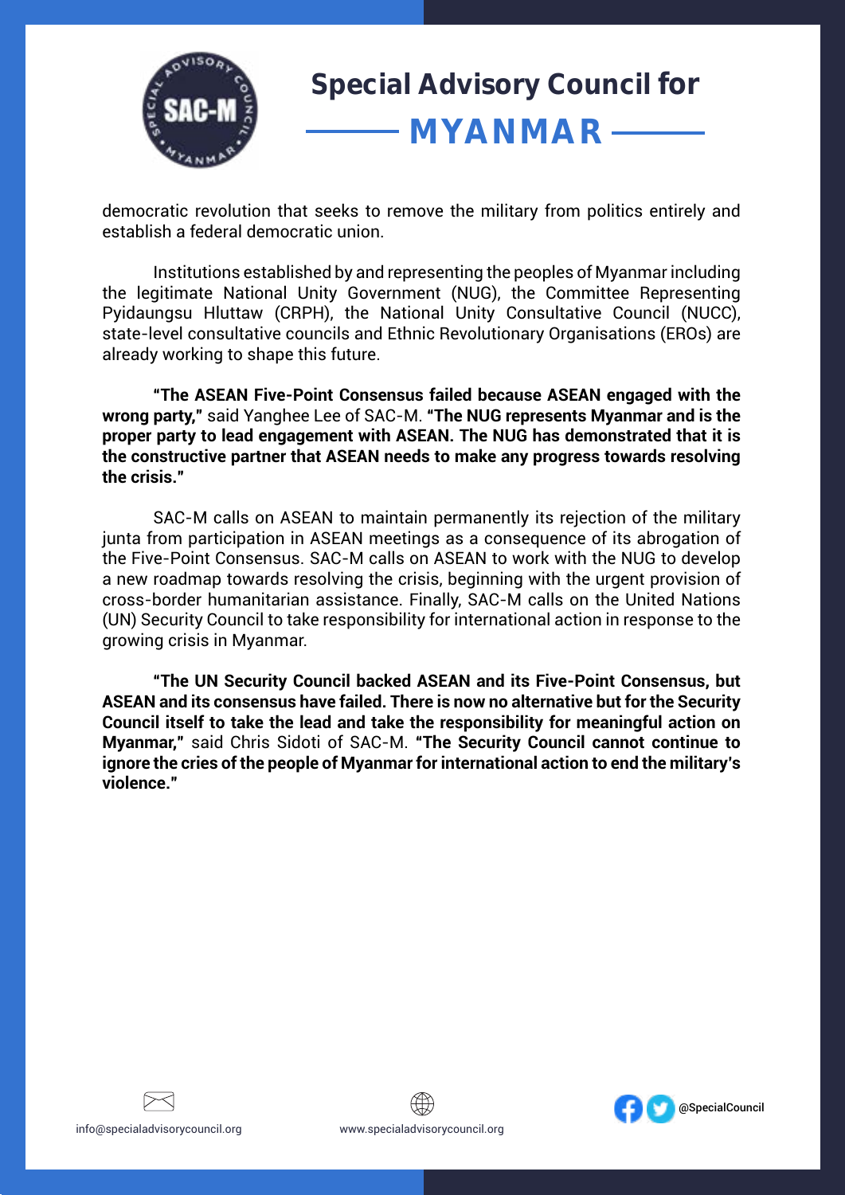democratic revolution that seeks to remove the military from politics entirely and establish a federal democratic union.

Institutions established by and representing the peoples of Myanmar including the legitimate National Unity Government (NUG), the Committee Representing Pyidaungsu Hluttaw (CRPH), the National Unity Consultative Council (NUCC), state-level consultative councils and Ethnic Revolutionary Organisations (EROs) are already working to shape this future.

**"The ASEAN Five-Point Consensus failed because ASEAN engaged with the wrong party,"** said Yanghee Lee of SAC-M. **"The NUG represents Myanmar and is the proper party to lead engagement with ASEAN. The NUG has demonstrated that it is the constructive partner that ASEAN needs to make any progress towards resolving the crisis."**

SAC-M calls on ASEAN to maintain permanently its rejection of the military junta from participation in ASEAN meetings as a consequence of its abrogation of the Five-Point Consensus. SAC-M calls on ASEAN to work with the NUG to develop a new roadmap towards resolving the crisis, beginning with the urgent provision of cross-border humanitarian assistance. Finally, SAC-M calls on the United Nations (UN) Security Council to take responsibility for international action in response to the growing crisis in Myanmar.

**"The UN Security Council backed ASEAN and its Five-Point Consensus, but ASEAN and its consensus have failed. There is now no alternative but for the Security Council itself to take the lead and take the responsibility for meaningful action on Myanmar,"** said Chris Sidoti of SAC-M. **"The Security Council cannot continue to ignore the cries of the people of Myanmar for international action to end the military's violence."**